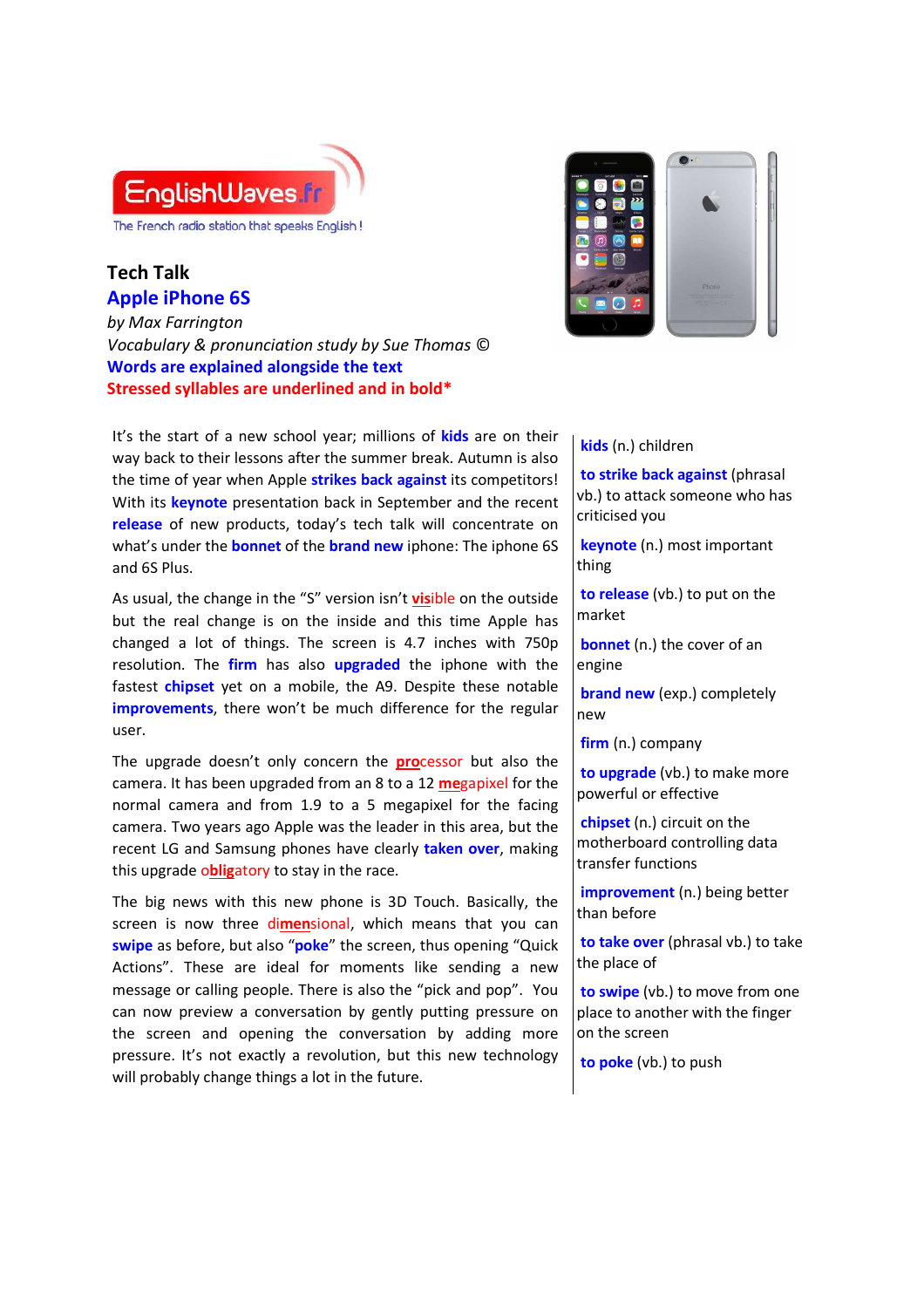EnglishWaves.fr

The French radio station that speaks English !

## Tech Talk

## Apple iPhone 6S

*by Max Farrington*

*Vocabulary & pronunciation study by Sue Thomas ©*

**Words are explained alongside the text**

**Stressed syllables are underlined and in bold***

It's the start of a new school year; millions of **kids** are on their way back to their lessons after the summer break. Autumn is also the time of year when Apple **strikes back against** its competitors! With its **keynote** presentation back in September and the recent **release** of new products, today's tech talk will concentrate on what's under the **bonnet** of the **brand new** iphone: The iphone 6S and 6S Plus.

As usual, the change in the "S" version isn't **vis**ible on the outside but the real change is on the inside and this time Apple has changed a lot of things. The screen is 4.7 inches with 750p resolution. The **firm** has also **upgraded** the iphone with the fastest **chipset** yet on a mobile, the A9. Despite these notable **improvements**, there won't be much difference for the regular user.

The upgrade doesn't only concern the **pro**cessor but also the camera. It has been upgraded from an 8 to a 12 **me**gapixel for the normal camera and from 1.9 to a 5 megapixel for the facing camera. Two years ago Apple was the leader in this area, but the recent LG and Samsung phones have clearly **taken over**, making this upgrade o**blig**atory to stay in the race.

The big news with this new phone is 3D Touch. Basically, the screen is now three di**men**sional, which means that you can **swipe** as before, but also "**poke**" the screen, thus opening "Quick Actions". These are ideal for moments like sending a new message or calling people. There is also the "pick and pop". You can now preview a conversation by gently putting pressure on the screen and opening the conversation by adding more pressure. It's not exactly a revolution, but this new technology will probably change things a lot in the future.

**kids** (n.) children

**to strike back against** (phrasal vb.) to attack someone who has criticised you

**keynote** (n.) most important thing

**to release** (vb.) to put on the market

**bonnet** (n.) the cover of an engine

**brand new** (exp.) completely new

**firm** (n.) company

**to upgrade** (vb.) to make more powerful or effective

**chipset** (n.) circuit on the motherboard controlling data transfer functions

**improvement** (n.) being better than before

**to take over** (phrasal vb.) to take the place of

**to swipe** (vb.) to move from one place to another with the finger on the screen

**to poke** (vb.) to push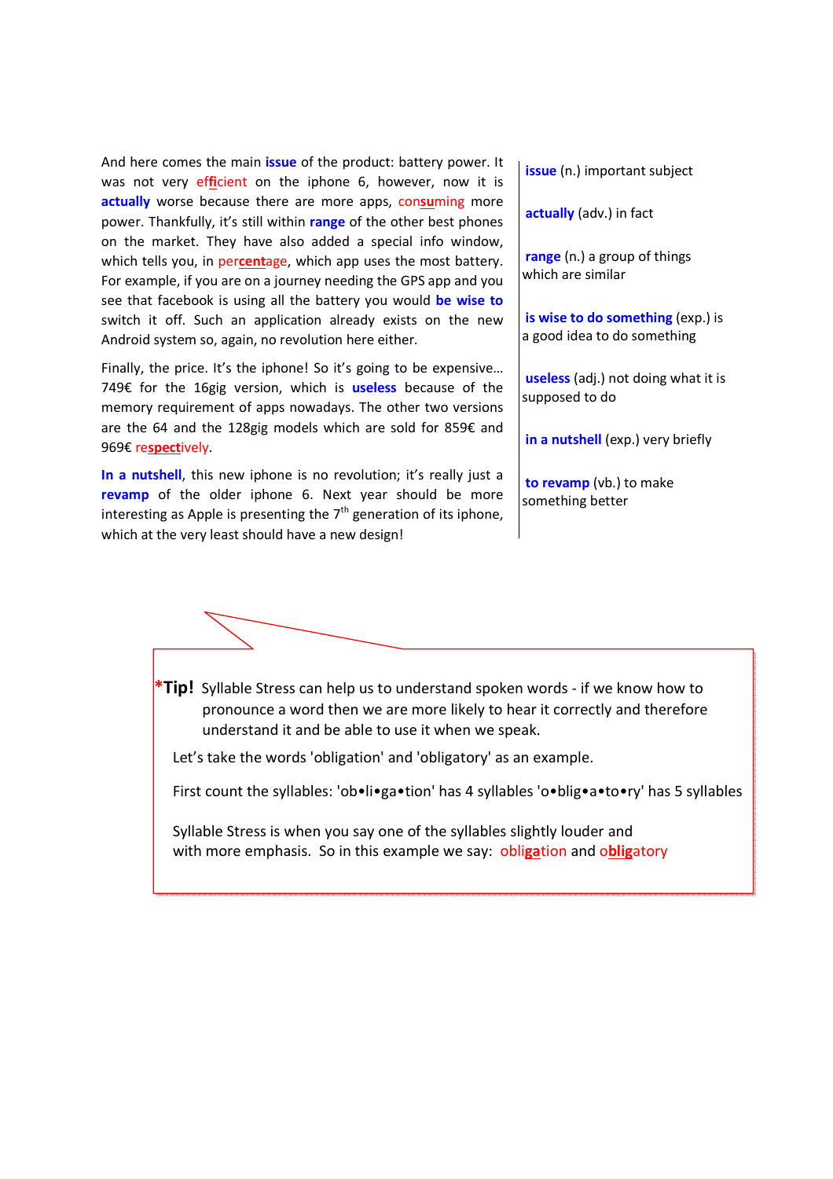And here comes the main **issue** of the product: battery power. It was not very efficient on the iphone 6, however, now it is **actually** worse because there are more apps, consuming more power. Thankfully, it's still within **range** of the other best phones on the market. They have also added a special info window, which tells you, in percentage, which app uses the most battery. For example, if you are on a journey needing the GPS app and you see that facebook is using all the battery you would **be wise to** switch it off. Such an application already exists on the new Android system so, again, no revolution here either.

Finally, the price. It's the iphone! So it's going to be expensive… 749€ for the 16gig version, which is **useless** because of the memory requirement of apps nowadays. The other two versions are the 64 and the 128gig models which are sold for 859€ and 969€ respectively.

**In a nutshell**, this new iphone is no revolution; it's really just a **revamp** of the older iphone 6. Next year should be more interesting as Apple is presenting the 7th generation of its iphone, which at the very least should have a new design!

**issue** (n.) important subject

**actually** (adv.) in fact

**range** (n.) a group of things which are similar

**is wise to do something** (exp.) is a good idea to do something

**useless** (adj.) not doing what it is supposed to do

**in a nutshell** (exp.) very briefly

**to revamp** (vb.) to make something better

***Tip!** Syllable Stress can help us to understand spoken words - if we know how to pronounce a word then we are more likely to hear it correctly and therefore understand it and be able to use it when we speak.

Let's take the words 'obligation' and 'obligatory' as an example.

First count the syllables: 'ob•li•ga•tion' has 4 syllables 'o•blig•a•to•ry' has 5 syllables

Syllable Stress is when you say one of the syllables slightly louder and with more emphasis. So in this example we say: obli**ga**tion and o**blig**atory